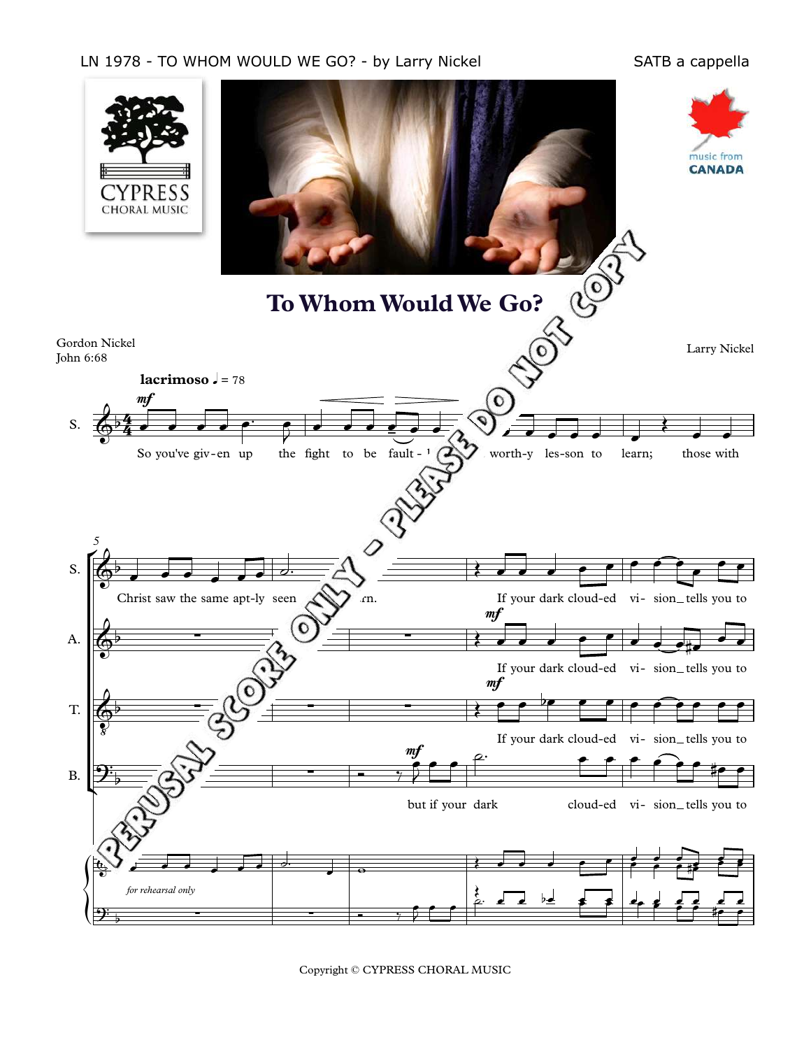LN 1978 - TO WHOM WOULD WE GO? - by Larry Nickel

SATB a cappella

CYPRESS CHORAL MUSIC

music from CANADA

# To Whom Would We Go?

PERUSAL SCORE ONLY - PLEASE DO NOT COPY

Gordon Nickel
John 6:68

Larry Nickel

**lacrimoso** ♩ = 78

*mf*

S. So you've giv-en up the fight to be fault-l ... worth-y les-son to learn; those with

5

S. Christ saw the same apt-ly seen ...rn. If your dark cloud-ed vi- sion_ tells you to

A. *mf* If your dark cloud-ed vi- sion_ tells you to

T. *mf* If your dark cloud-ed vi- sion_ tells you to

B. *mf* but if your dark cloud-ed vi- sion_ tells you to

*for rehearsal only*

Copyright © CYPRESS CHORAL MUSIC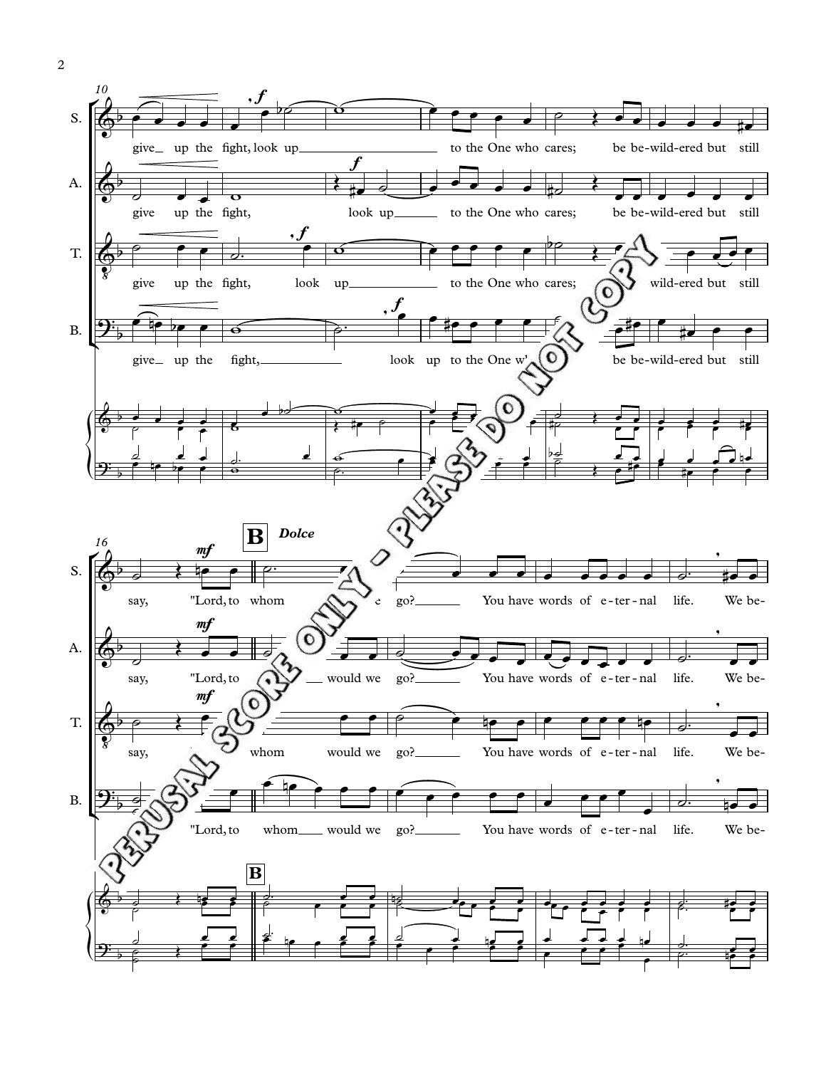10

S. give up the fight, look up to the One who cares; be bewildered but still

A. give up the fight, look up to the One who cares; be bewildered but still

T. give up the fight, look up to the One who cares; wild-ered but still

B. give up the fight, look up to the One w' be bewildered but still

16

**B** *Dolce*

S. say, "Lord, to whom e go? You have words of e-ter-nal life. We be-

A. say, "Lord, to would we go? You have words of e-ter-nal life. We be-

T. say, whom would we go? You have words of e-ter-nal life. We be-

B. "Lord, to whom would we go? You have words of e-ter-nal life. We be-

PERUSAL SCORE ONLY - PLEASE DO NOT COPY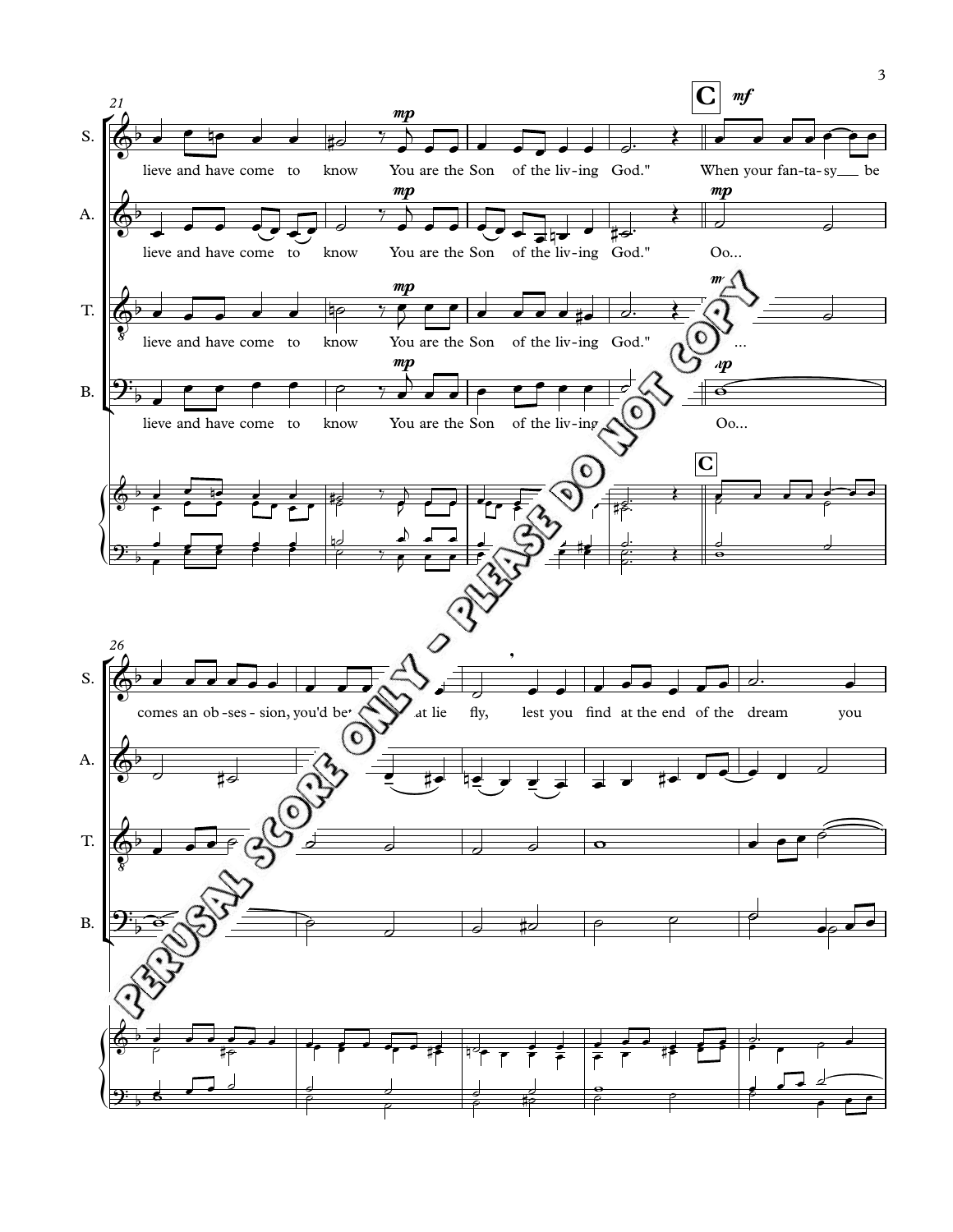**C**

S.: lieve and have come to know You are the Son of the liv-ing God." When your fan-ta-sy__ be

A.: lieve and have come to know You are the Son of the liv-ing God." Oo...

T.: lieve and have come to know You are the Son of the liv-ing God." Oo...

B.: lieve and have come to know You are the Son of the liv-ing God." Oo...

S.: comes an ob-ses-sion, you'd bet- ... at lie fly, lest you find at the end of the dream you

PERUSAL SCORE ONLY - PLEASE DO NOT COPY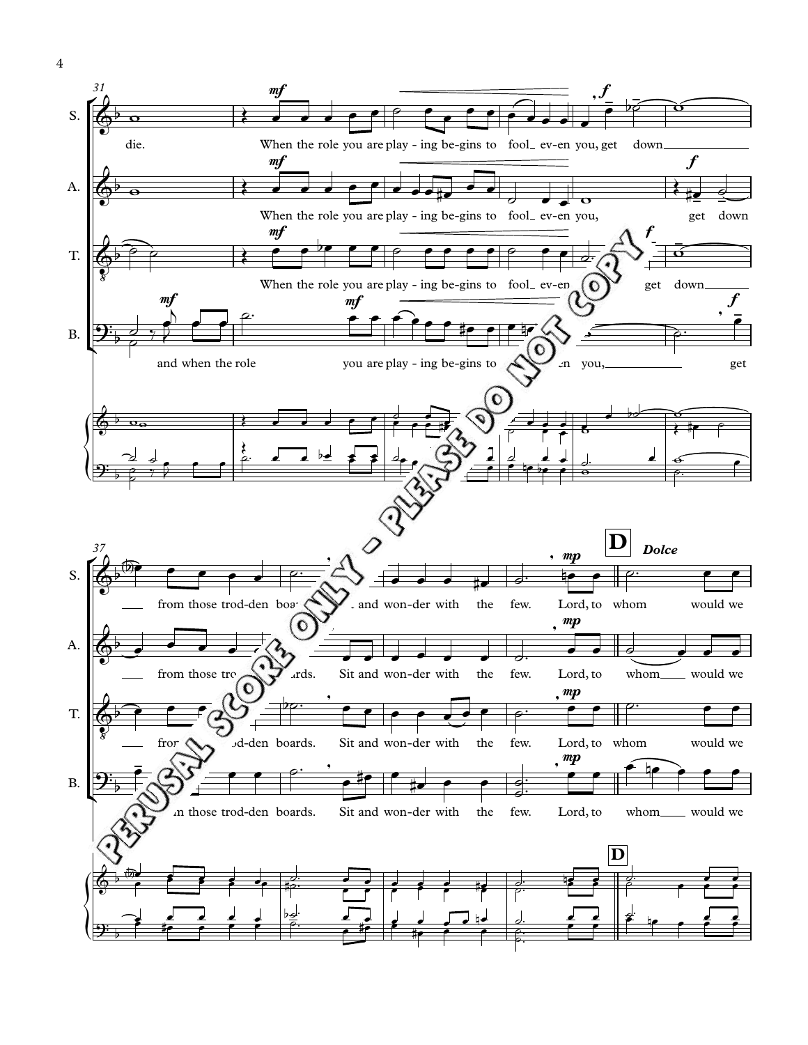31

**S.** die. When the role you are play - ing be-gins to fool_ ev-en you, get down_____ from those trod-den boards. Sit and won-der with the few. Lord, to whom would we

**A.** When the role you are play - ing be-gins to fool_ ev-en you, get down_____ from those trod-den boards. Sit and won-der with the few. Lord, to whom____ would we

**T.** When the role you are play - ing be-gins to fool_ ev-en you, get down_____ from those trod-den boards. Sit and won-der with the few. Lord, to whom would we

**B.** and when the role you are play - ing be-gins to fool_ ev-en you,_____ get down from those trod-den boards. Sit and won-der with the few. Lord, to whom____ would we

37

**D** *Dolce*

PERUSAL SCORE ONLY - PLEASE DO NOT COPY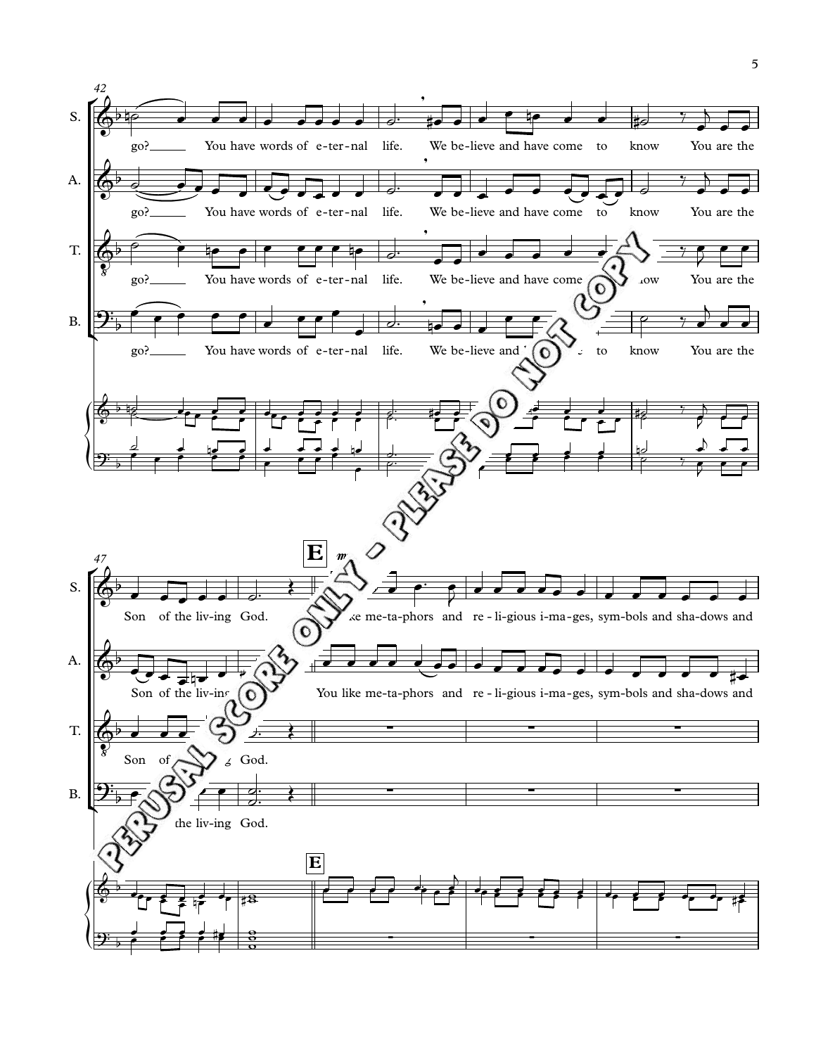42

S. go? You have words of e-ter-nal life. We be-lieve and have come to know You are the

A. go? You have words of e-ter-nal life. We be-lieve and have come to know You are the

T. go? You have words of e-ter-nal life. We be-lieve and have come to know You are the

B. go? You have words of e-ter-nal life. We be-lieve and have come to know You are the

47

**E**

*mf*

S. Son of the liv-ing God. You like me-ta-phors and re - li-gious i-ma-ges, sym-bols and sha-dows and

A. Son of the liv-ing God. You like me-ta-phors and re - li-gious i-ma-ges, sym-bols and sha-dows and

T. Son of the liv-ing God.

B. Son of the liv-ing God.

PERUSAL SCORE ONLY - PLEASE DO NOT COPY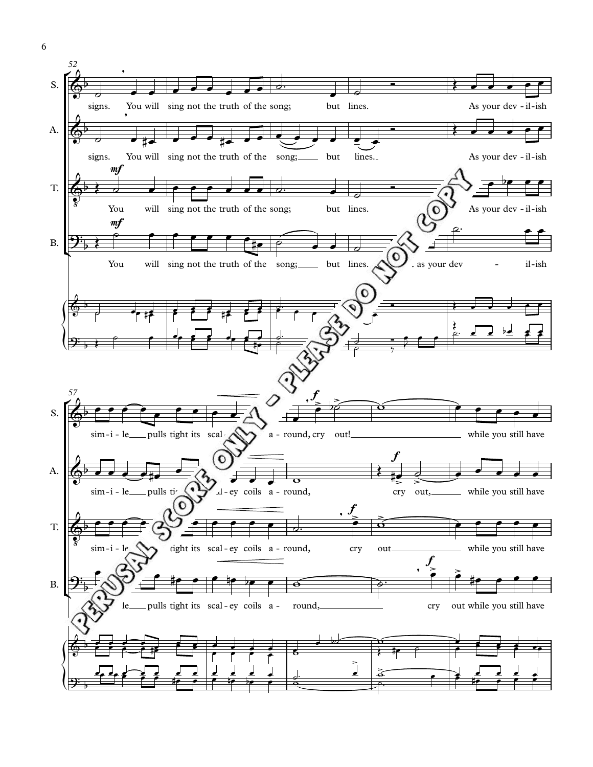52

S. signs. You will sing not the truth of the song; but lines. As your dev - il-ish

A. signs. You will sing not the truth of the song; but lines. As your dev - il-ish

T. You will sing not the truth of the song; but lines. As your dev - il-ish

B. You will sing not the truth of the song; but lines. as your dev - il-ish

57

S. sim - i - le pulls tight its scal- a - round, cry out! while you still have

A. sim - i - le pulls ti- al - ey coils a - round, cry out, while you still have

T. sim - i - le tight its scal - ey coils a - round, cry out while you still have

B. le pulls tight its scal - ey coils a - round, cry out while you still have

PERUSAL SCORE ONLY - PLEASE DO NOT COPY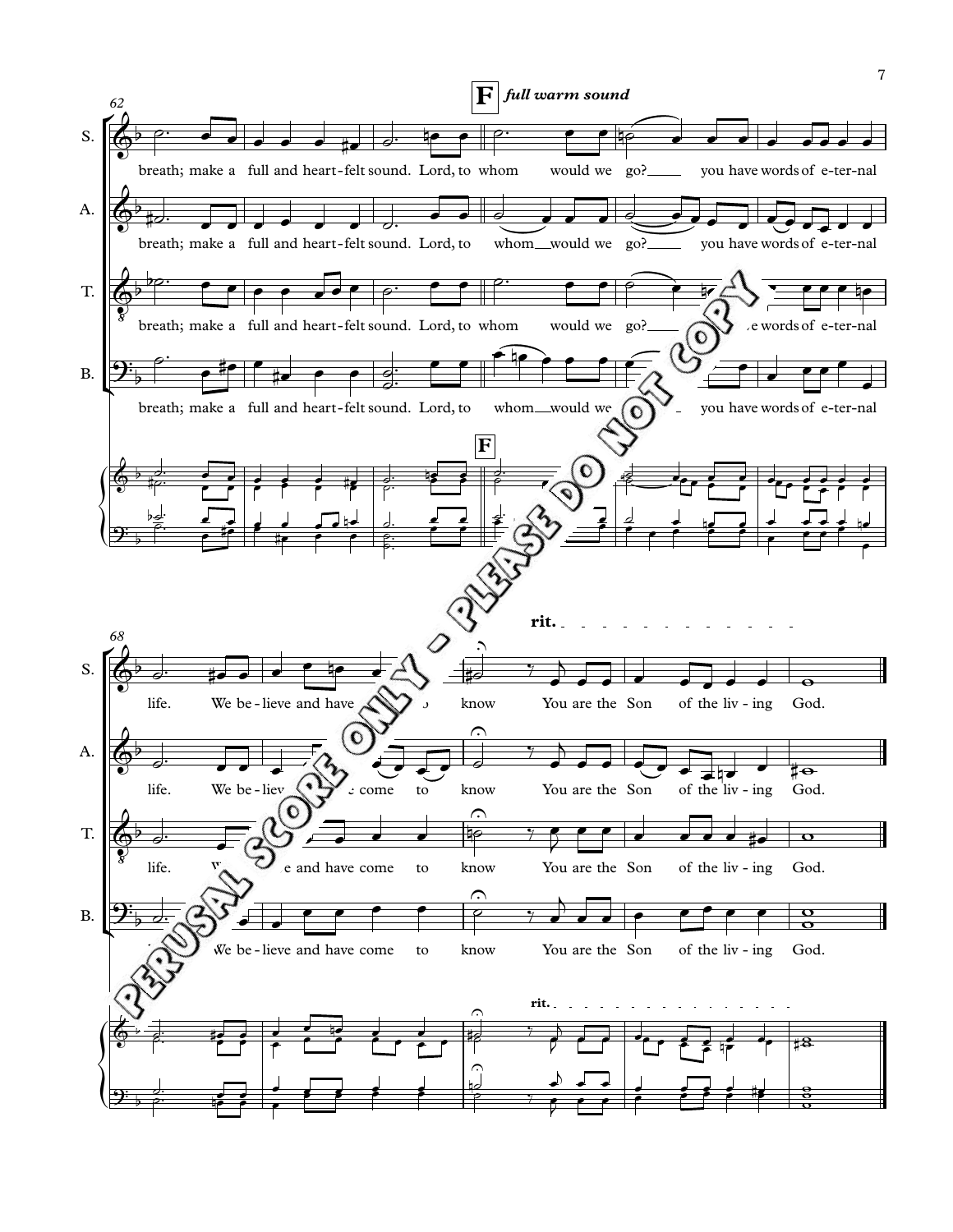**F** *full warm sound*

S. breath; make a full and heart-felt sound. Lord, to whom would we go? you have words of e-ter-nal

A. breath; make a full and heart-felt sound. Lord, to whom would we go? you have words of e-ter-nal

T. breath; make a full and heart-felt sound. Lord, to whom would we go? you have words of e-ter-nal

B. breath; make a full and heart-felt sound. Lord, to whom would we go? you have words of e-ter-nal

rit.

S. life. We be-lieve and have come to know You are the Son of the liv-ing God.

A. life. We be-lieve and have come to know You are the Son of the liv-ing God.

T. life. We be-lieve and have come to know You are the Son of the liv-ing God.

B. life. We be-lieve and have come to know You are the Son of the liv-ing God.

PERUSAL SCORE ONLY - PLEASE DO NOT COPY